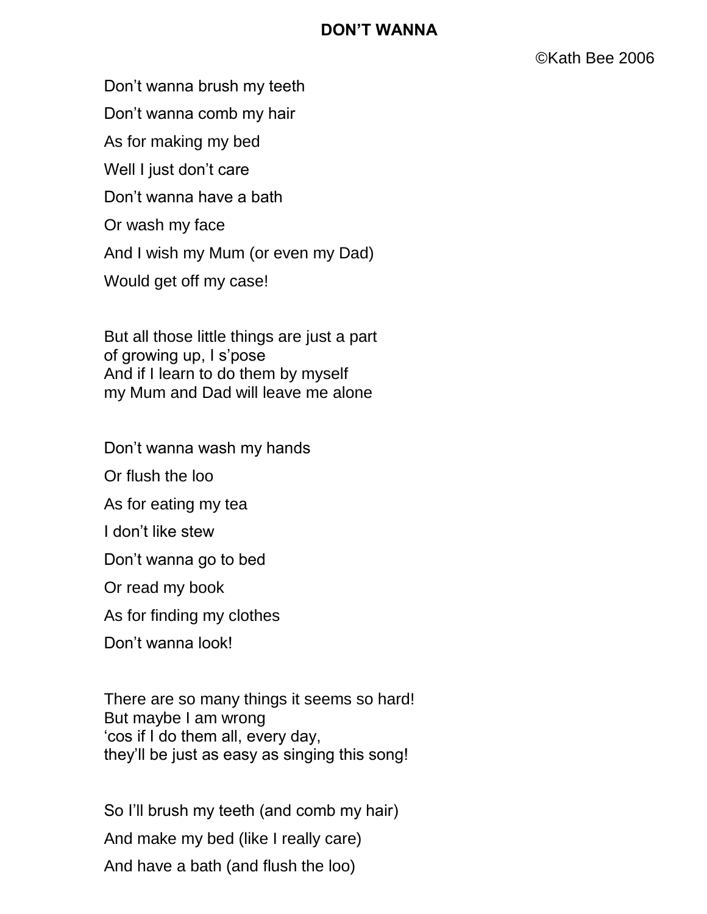# DON'T WANNA

©Kath Bee 2006

Don't wanna brush my teeth

Don't wanna comb my hair

As for making my bed

Well I just don't care

Don't wanna have a bath

Or wash my face

And I wish my Mum (or even my Dad)

Would get off my case!

But all those little things are just a part
of growing up, I s'pose
And if I learn to do them by myself
my Mum and Dad will leave me alone

Don't wanna wash my hands

Or flush the loo

As for eating my tea

I don't like stew

Don't wanna go to bed

Or read my book

As for finding my clothes

Don't wanna look!

There are so many things it seems so hard!
But maybe I am wrong
'cos if I do them all, every day,
they'll be just as easy as singing this song!

So I'll brush my teeth (and comb my hair)

And make my bed (like I really care)

And have a bath (and flush the loo)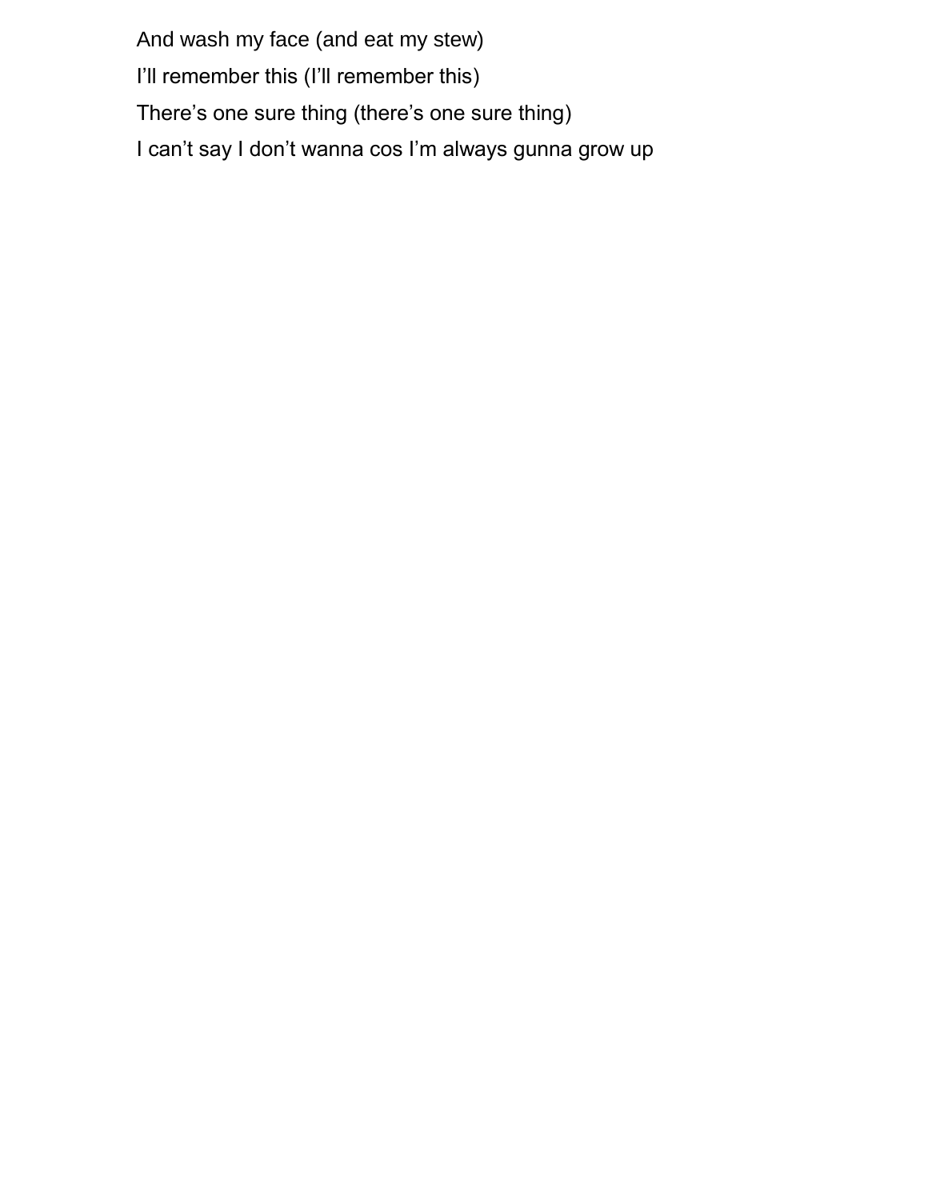And wash my face (and eat my stew)

I'll remember this (I'll remember this)

There's one sure thing (there's one sure thing)

I can't say I don't wanna cos I'm always gunna grow up